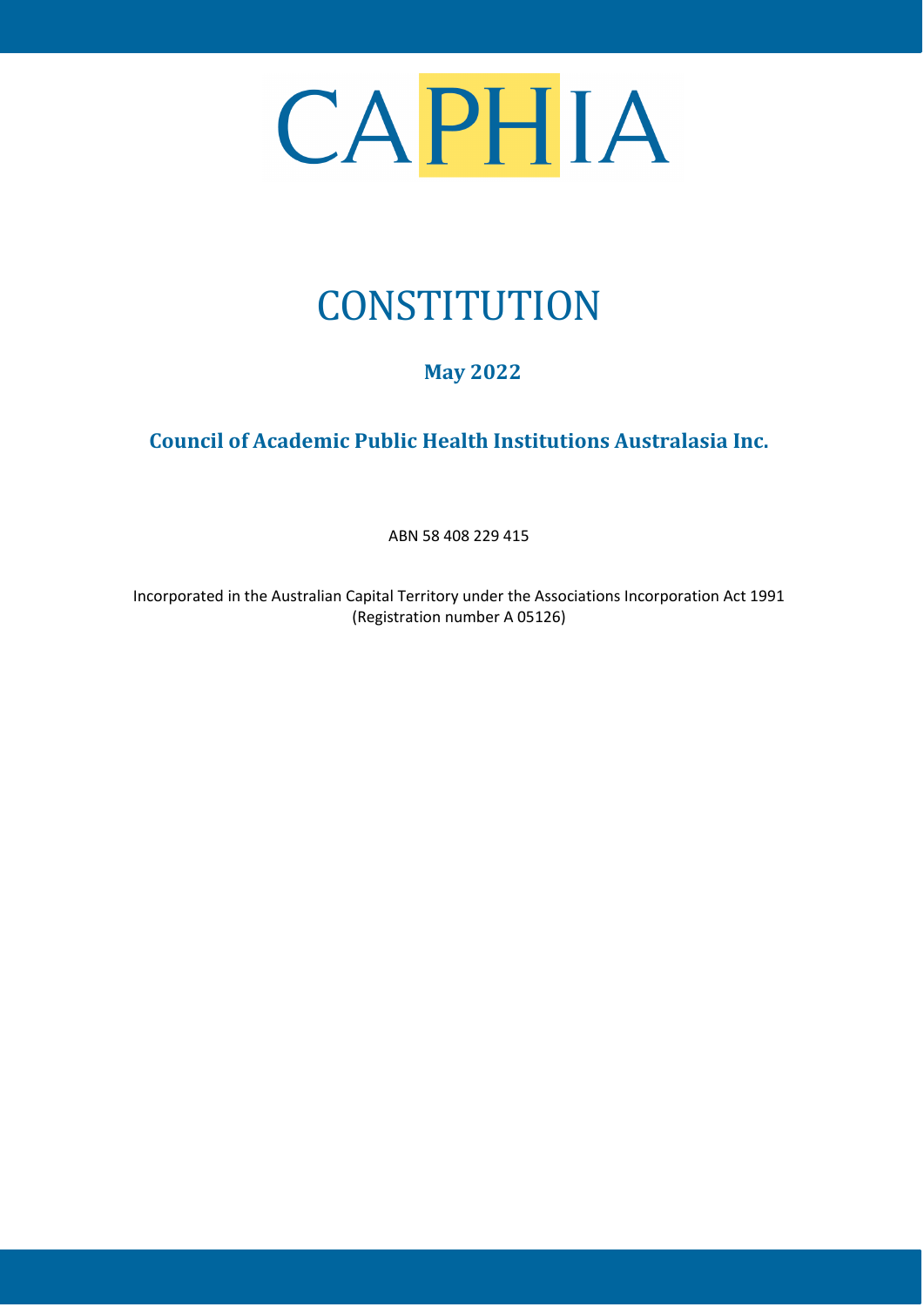# CAPHIA

# CONSTITUTION

**May 2022**

**Council of Academic Public Health Institutions Australasia Inc.**

ABN 58 408 229 415

Incorporated in the Australian Capital Territory under the Associations Incorporation Act 1991
(Registration number A 05126)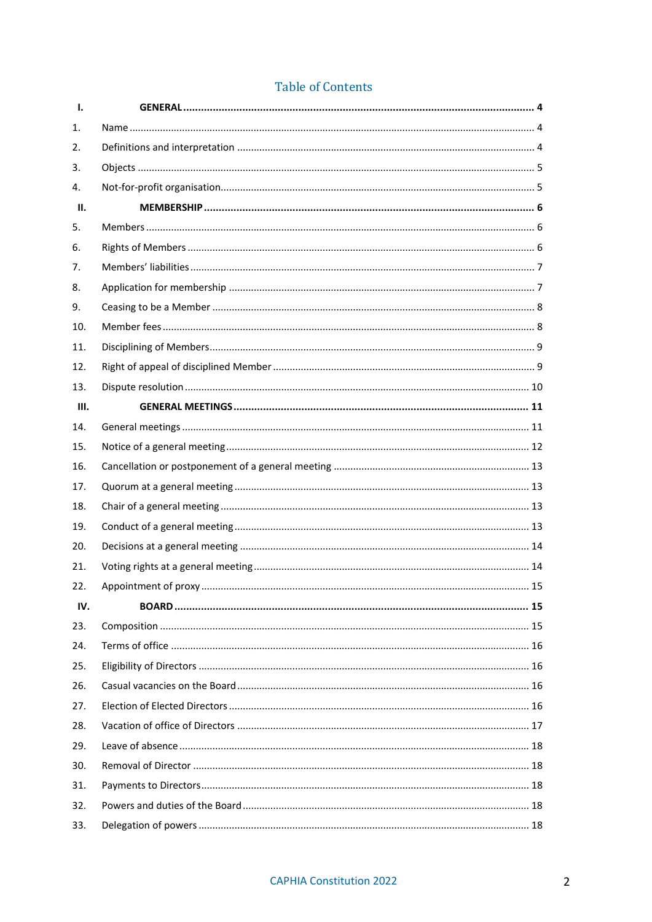# Table of Contents

| | | |
|---|---|---|
| **I.** | **GENERAL** | **4** |
| 1. | Name | 4 |
| 2. | Definitions and interpretation | 4 |
| 3. | Objects | 5 |
| 4. | Not-for-profit organisation | 5 |
| **II.** | **MEMBERSHIP** | **6** |
| 5. | Members | 6 |
| 6. | Rights of Members | 6 |
| 7. | Members' liabilities | 7 |
| 8. | Application for membership | 7 |
| 9. | Ceasing to be a Member | 8 |
| 10. | Member fees | 8 |
| 11. | Disciplining of Members | 9 |
| 12. | Right of appeal of disciplined Member | 9 |
| 13. | Dispute resolution | 10 |
| **III.** | **GENERAL MEETINGS** | **11** |
| 14. | General meetings | 11 |
| 15. | Notice of a general meeting | 12 |
| 16. | Cancellation or postponement of a general meeting | 13 |
| 17. | Quorum at a general meeting | 13 |
| 18. | Chair of a general meeting | 13 |
| 19. | Conduct of a general meeting | 13 |
| 20. | Decisions at a general meeting | 14 |
| 21. | Voting rights at a general meeting | 14 |
| 22. | Appointment of proxy | 15 |
| **IV.** | **BOARD** | **15** |
| 23. | Composition | 15 |
| 24. | Terms of office | 16 |
| 25. | Eligibility of Directors | 16 |
| 26. | Casual vacancies on the Board | 16 |
| 27. | Election of Elected Directors | 16 |
| 28. | Vacation of office of Directors | 17 |
| 29. | Leave of absence | 18 |
| 30. | Removal of Director | 18 |
| 31. | Payments to Directors | 18 |
| 32. | Powers and duties of the Board | 18 |
| 33. | Delegation of powers | 18 |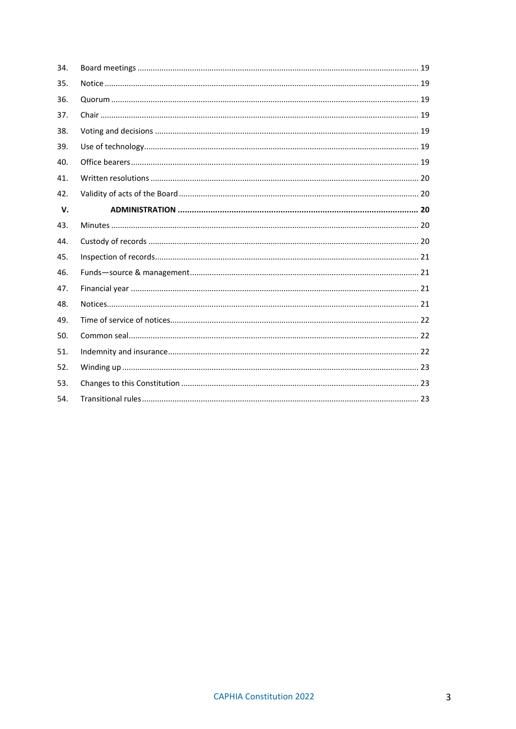| | | |
|---|---|---|
| 34. | Board meetings | 19 |
| 35. | Notice | 19 |
| 36. | Quorum | 19 |
| 37. | Chair | 19 |
| 38. | Voting and decisions | 19 |
| 39. | Use of technology | 19 |
| 40. | Office bearers | 19 |
| 41. | Written resolutions | 20 |
| 42. | Validity of acts of the Board | 20 |
| **V.** | **ADMINISTRATION** | **20** |
| 43. | Minutes | 20 |
| 44. | Custody of records | 20 |
| 45. | Inspection of records | 21 |
| 46. | Funds—source & management | 21 |
| 47. | Financial year | 21 |
| 48. | Notices | 21 |
| 49. | Time of service of notices | 22 |
| 50. | Common seal | 22 |
| 51. | Indemnity and insurance | 22 |
| 52. | Winding up | 23 |
| 53. | Changes to this Constitution | 23 |
| 54. | Transitional rules | 23 |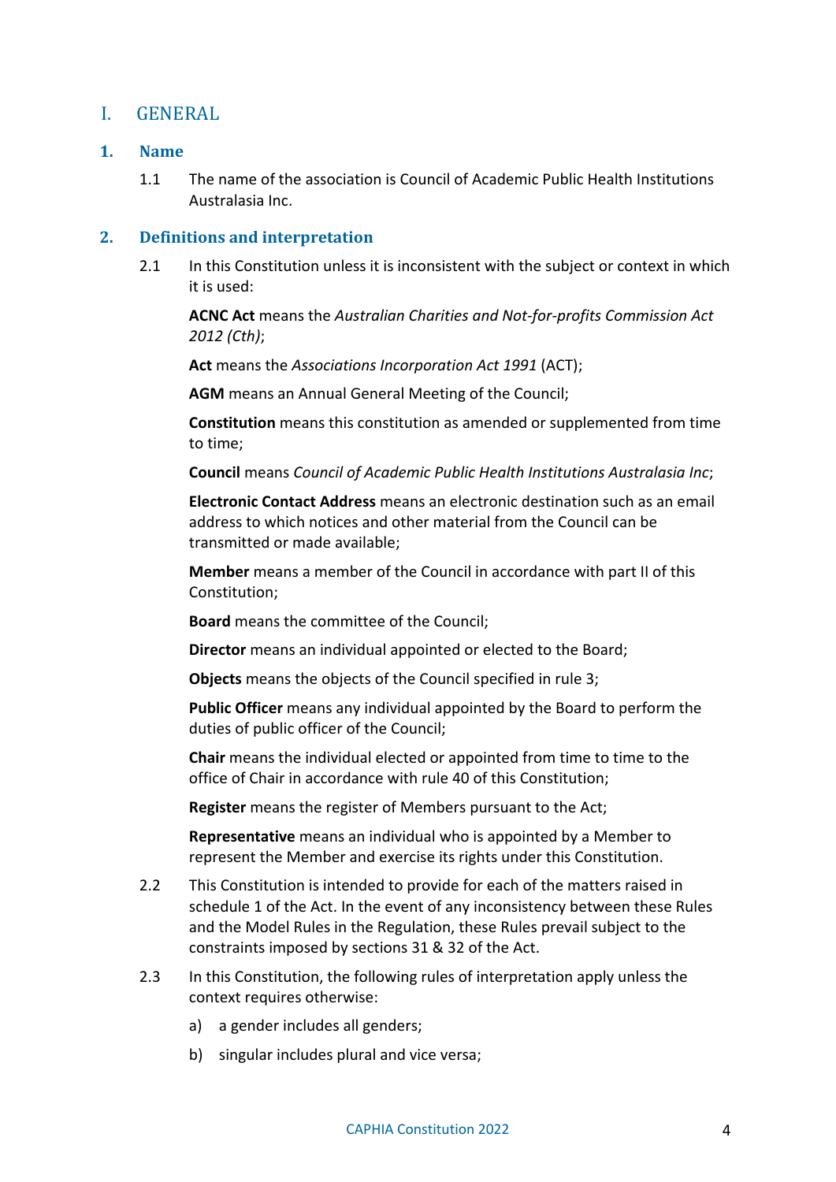# I. GENERAL

## 1. Name

1.1 The name of the association is Council of Academic Public Health Institutions Australasia Inc.

## 2. Definitions and interpretation

2.1 In this Constitution unless it is inconsistent with the subject or context in which it is used:

**ACNC Act** means the *Australian Charities and Not-for-profits Commission Act 2012 (Cth)*;

**Act** means the *Associations Incorporation Act 1991* (ACT);

**AGM** means an Annual General Meeting of the Council;

**Constitution** means this constitution as amended or supplemented from time to time;

**Council** means *Council of Academic Public Health Institutions Australasia Inc*;

**Electronic Contact Address** means an electronic destination such as an email address to which notices and other material from the Council can be transmitted or made available;

**Member** means a member of the Council in accordance with part II of this Constitution;

**Board** means the committee of the Council;

**Director** means an individual appointed or elected to the Board;

**Objects** means the objects of the Council specified in rule 3;

**Public Officer** means any individual appointed by the Board to perform the duties of public officer of the Council;

**Chair** means the individual elected or appointed from time to time to the office of Chair in accordance with rule 40 of this Constitution;

**Register** means the register of Members pursuant to the Act;

**Representative** means an individual who is appointed by a Member to represent the Member and exercise its rights under this Constitution.

2.2 This Constitution is intended to provide for each of the matters raised in schedule 1 of the Act. In the event of any inconsistency between these Rules and the Model Rules in the Regulation, these Rules prevail subject to the constraints imposed by sections 31 & 32 of the Act.

2.3 In this Constitution, the following rules of interpretation apply unless the context requires otherwise:

a) a gender includes all genders;

b) singular includes plural and vice versa;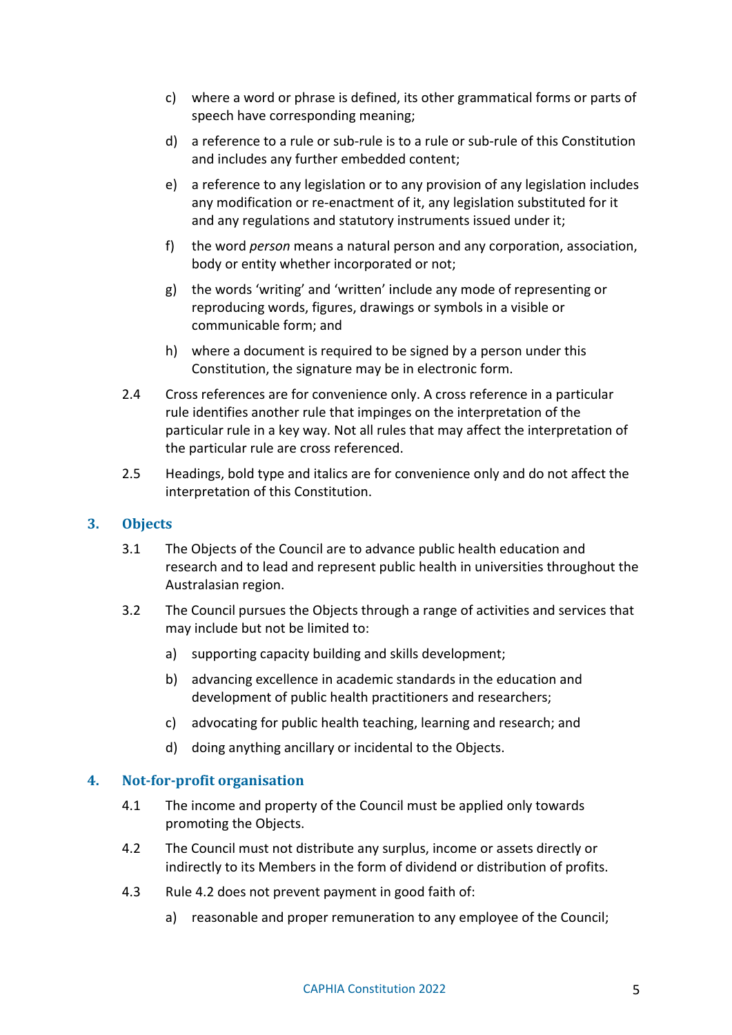c) where a word or phrase is defined, its other grammatical forms or parts of speech have corresponding meaning;

d) a reference to a rule or sub-rule is to a rule or sub-rule of this Constitution and includes any further embedded content;

e) a reference to any legislation or to any provision of any legislation includes any modification or re-enactment of it, any legislation substituted for it and any regulations and statutory instruments issued under it;

f) the word *person* means a natural person and any corporation, association, body or entity whether incorporated or not;

g) the words 'writing' and 'written' include any mode of representing or reproducing words, figures, drawings or symbols in a visible or communicable form; and

h) where a document is required to be signed by a person under this Constitution, the signature may be in electronic form.

2.4 Cross references are for convenience only. A cross reference in a particular rule identifies another rule that impinges on the interpretation of the particular rule in a key way. Not all rules that may affect the interpretation of the particular rule are cross referenced.

2.5 Headings, bold type and italics are for convenience only and do not affect the interpretation of this Constitution.

## 3. Objects

3.1 The Objects of the Council are to advance public health education and research and to lead and represent public health in universities throughout the Australasian region.

3.2 The Council pursues the Objects through a range of activities and services that may include but not be limited to:

a) supporting capacity building and skills development;

b) advancing excellence in academic standards in the education and development of public health practitioners and researchers;

c) advocating for public health teaching, learning and research; and

d) doing anything ancillary or incidental to the Objects.

## 4. Not-for-profit organisation

4.1 The income and property of the Council must be applied only towards promoting the Objects.

4.2 The Council must not distribute any surplus, income or assets directly or indirectly to its Members in the form of dividend or distribution of profits.

4.3 Rule 4.2 does not prevent payment in good faith of:

a) reasonable and proper remuneration to any employee of the Council;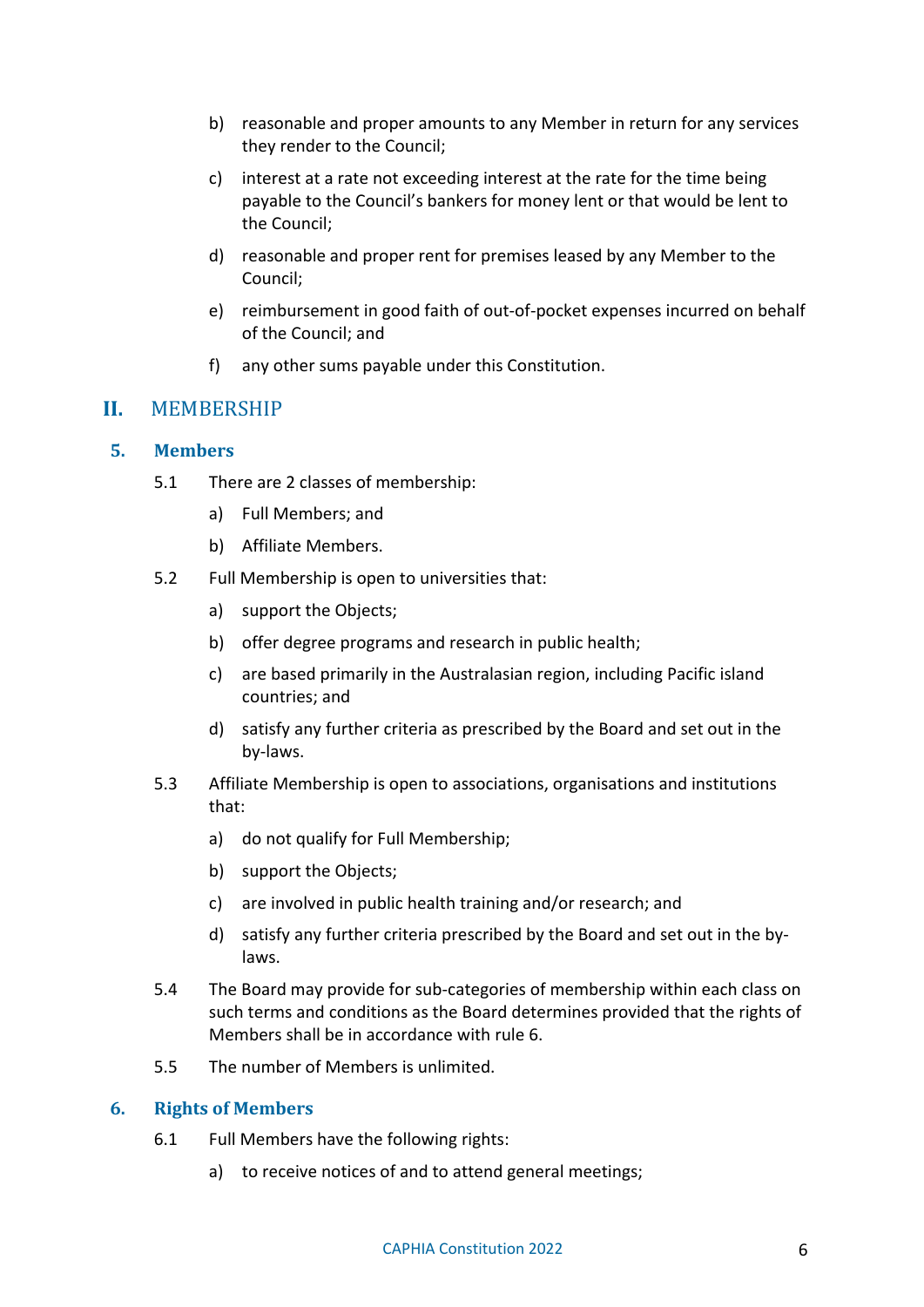b) reasonable and proper amounts to any Member in return for any services they render to the Council;

c) interest at a rate not exceeding interest at the rate for the time being payable to the Council's bankers for money lent or that would be lent to the Council;

d) reasonable and proper rent for premises leased by any Member to the Council;

e) reimbursement in good faith of out-of-pocket expenses incurred on behalf of the Council; and

f) any other sums payable under this Constitution.

## II. MEMBERSHIP

### 5. Members

5.1 There are 2 classes of membership:

a) Full Members; and

b) Affiliate Members.

5.2 Full Membership is open to universities that:

a) support the Objects;

b) offer degree programs and research in public health;

c) are based primarily in the Australasian region, including Pacific island countries; and

d) satisfy any further criteria as prescribed by the Board and set out in the by-laws.

5.3 Affiliate Membership is open to associations, organisations and institutions that:

a) do not qualify for Full Membership;

b) support the Objects;

c) are involved in public health training and/or research; and

d) satisfy any further criteria prescribed by the Board and set out in the by-laws.

5.4 The Board may provide for sub-categories of membership within each class on such terms and conditions as the Board determines provided that the rights of Members shall be in accordance with rule 6.

5.5 The number of Members is unlimited.

### 6. Rights of Members

6.1 Full Members have the following rights:

a) to receive notices of and to attend general meetings;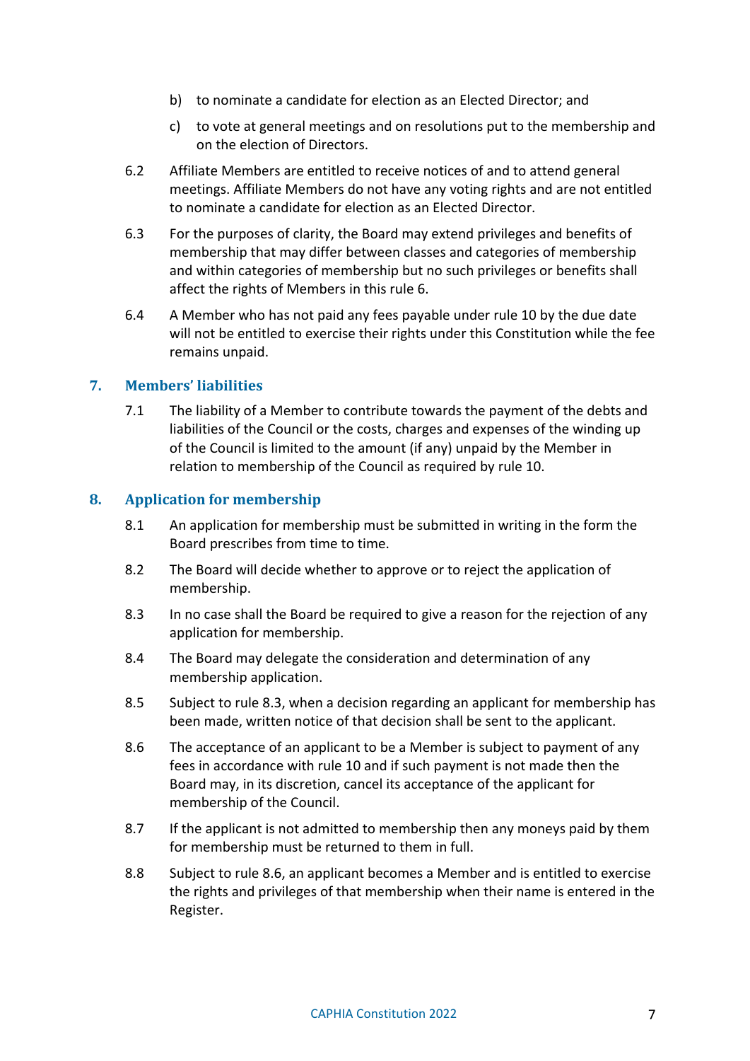b) to nominate a candidate for election as an Elected Director; and

c) to vote at general meetings and on resolutions put to the membership and on the election of Directors.

6.2 Affiliate Members are entitled to receive notices of and to attend general meetings. Affiliate Members do not have any voting rights and are not entitled to nominate a candidate for election as an Elected Director.

6.3 For the purposes of clarity, the Board may extend privileges and benefits of membership that may differ between classes and categories of membership and within categories of membership but no such privileges or benefits shall affect the rights of Members in this rule 6.

6.4 A Member who has not paid any fees payable under rule 10 by the due date will not be entitled to exercise their rights under this Constitution while the fee remains unpaid.

## 7. Members' liabilities

7.1 The liability of a Member to contribute towards the payment of the debts and liabilities of the Council or the costs, charges and expenses of the winding up of the Council is limited to the amount (if any) unpaid by the Member in relation to membership of the Council as required by rule 10.

## 8. Application for membership

8.1 An application for membership must be submitted in writing in the form the Board prescribes from time to time.

8.2 The Board will decide whether to approve or to reject the application of membership.

8.3 In no case shall the Board be required to give a reason for the rejection of any application for membership.

8.4 The Board may delegate the consideration and determination of any membership application.

8.5 Subject to rule 8.3, when a decision regarding an applicant for membership has been made, written notice of that decision shall be sent to the applicant.

8.6 The acceptance of an applicant to be a Member is subject to payment of any fees in accordance with rule 10 and if such payment is not made then the Board may, in its discretion, cancel its acceptance of the applicant for membership of the Council.

8.7 If the applicant is not admitted to membership then any moneys paid by them for membership must be returned to them in full.

8.8 Subject to rule 8.6, an applicant becomes a Member and is entitled to exercise the rights and privileges of that membership when their name is entered in the Register.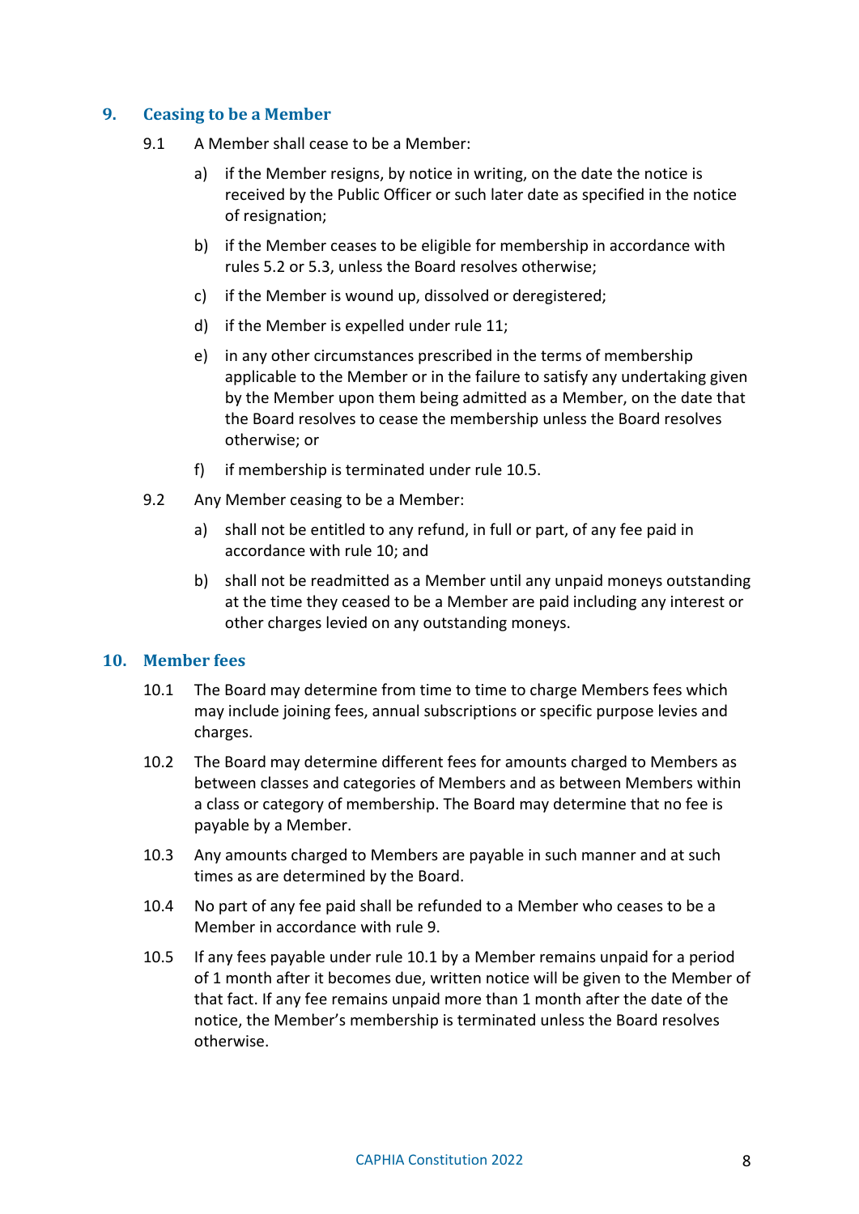## 9. Ceasing to be a Member

9.1 A Member shall cease to be a Member:

a) if the Member resigns, by notice in writing, on the date the notice is received by the Public Officer or such later date as specified in the notice of resignation;

b) if the Member ceases to be eligible for membership in accordance with rules 5.2 or 5.3, unless the Board resolves otherwise;

c) if the Member is wound up, dissolved or deregistered;

d) if the Member is expelled under rule 11;

e) in any other circumstances prescribed in the terms of membership applicable to the Member or in the failure to satisfy any undertaking given by the Member upon them being admitted as a Member, on the date that the Board resolves to cease the membership unless the Board resolves otherwise; or

f) if membership is terminated under rule 10.5.

9.2 Any Member ceasing to be a Member:

a) shall not be entitled to any refund, in full or part, of any fee paid in accordance with rule 10; and

b) shall not be readmitted as a Member until any unpaid moneys outstanding at the time they ceased to be a Member are paid including any interest or other charges levied on any outstanding moneys.

## 10. Member fees

10.1 The Board may determine from time to time to charge Members fees which may include joining fees, annual subscriptions or specific purpose levies and charges.

10.2 The Board may determine different fees for amounts charged to Members as between classes and categories of Members and as between Members within a class or category of membership. The Board may determine that no fee is payable by a Member.

10.3 Any amounts charged to Members are payable in such manner and at such times as are determined by the Board.

10.4 No part of any fee paid shall be refunded to a Member who ceases to be a Member in accordance with rule 9.

10.5 If any fees payable under rule 10.1 by a Member remains unpaid for a period of 1 month after it becomes due, written notice will be given to the Member of that fact. If any fee remains unpaid more than 1 month after the date of the notice, the Member's membership is terminated unless the Board resolves otherwise.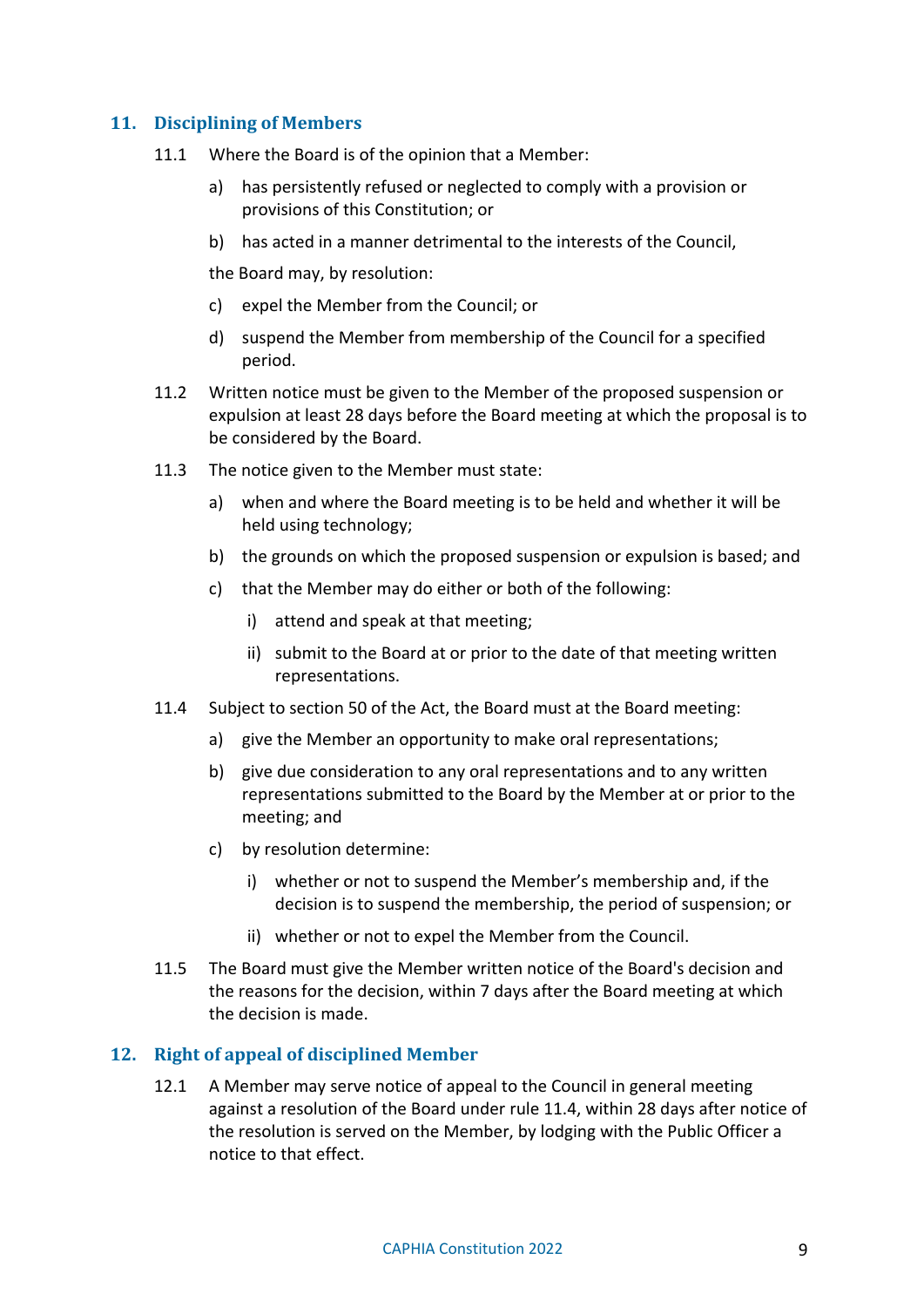## 11. Disciplining of Members

11.1 Where the Board is of the opinion that a Member:

a) has persistently refused or neglected to comply with a provision or provisions of this Constitution; or

b) has acted in a manner detrimental to the interests of the Council,

the Board may, by resolution:

c) expel the Member from the Council; or

d) suspend the Member from membership of the Council for a specified period.

11.2 Written notice must be given to the Member of the proposed suspension or expulsion at least 28 days before the Board meeting at which the proposal is to be considered by the Board.

11.3 The notice given to the Member must state:

a) when and where the Board meeting is to be held and whether it will be held using technology;

b) the grounds on which the proposed suspension or expulsion is based; and

c) that the Member may do either or both of the following:

i) attend and speak at that meeting;

ii) submit to the Board at or prior to the date of that meeting written representations.

11.4 Subject to section 50 of the Act, the Board must at the Board meeting:

a) give the Member an opportunity to make oral representations;

b) give due consideration to any oral representations and to any written representations submitted to the Board by the Member at or prior to the meeting; and

c) by resolution determine:

i) whether or not to suspend the Member's membership and, if the decision is to suspend the membership, the period of suspension; or

ii) whether or not to expel the Member from the Council.

11.5 The Board must give the Member written notice of the Board's decision and the reasons for the decision, within 7 days after the Board meeting at which the decision is made.

## 12. Right of appeal of disciplined Member

12.1 A Member may serve notice of appeal to the Council in general meeting against a resolution of the Board under rule 11.4, within 28 days after notice of the resolution is served on the Member, by lodging with the Public Officer a notice to that effect.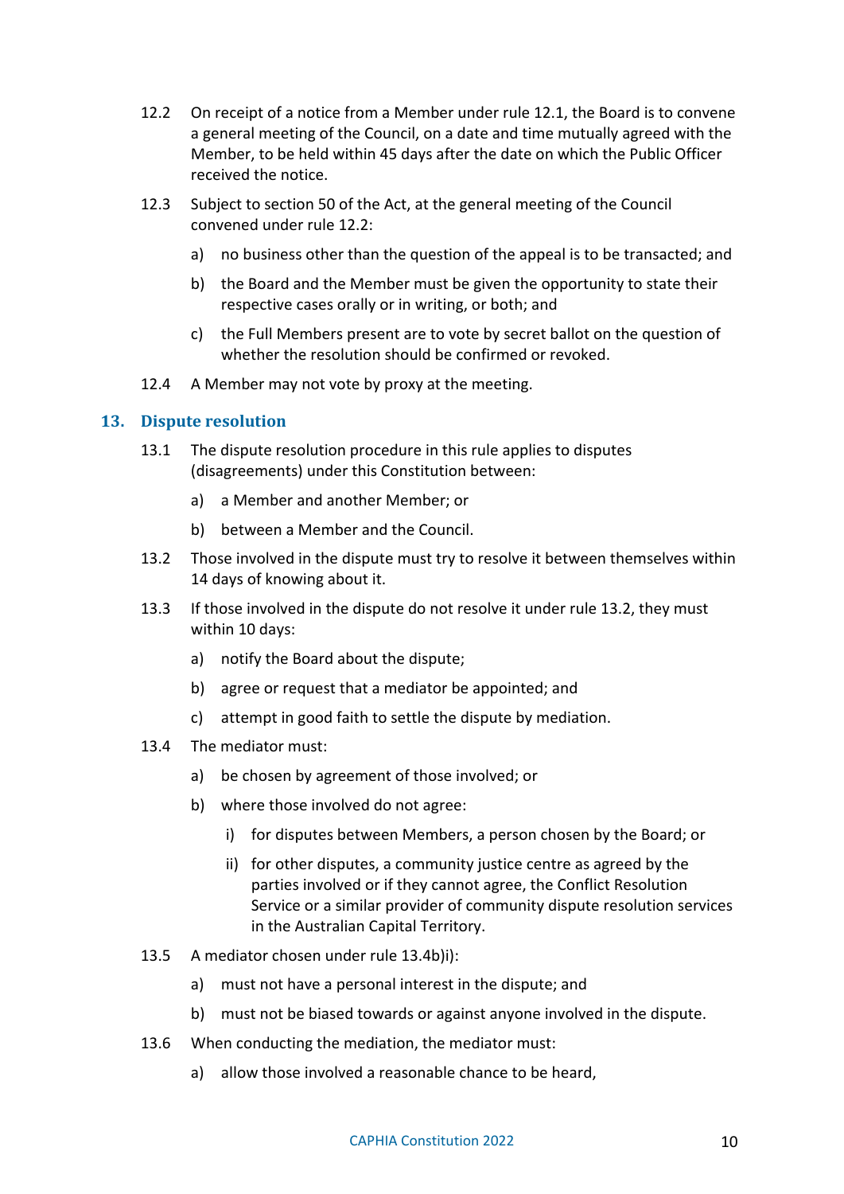12.2 On receipt of a notice from a Member under rule 12.1, the Board is to convene a general meeting of the Council, on a date and time mutually agreed with the Member, to be held within 45 days after the date on which the Public Officer received the notice.

12.3 Subject to section 50 of the Act, at the general meeting of the Council convened under rule 12.2:

a) no business other than the question of the appeal is to be transacted; and

b) the Board and the Member must be given the opportunity to state their respective cases orally or in writing, or both; and

c) the Full Members present are to vote by secret ballot on the question of whether the resolution should be confirmed or revoked.

12.4 A Member may not vote by proxy at the meeting.

## 13. Dispute resolution

13.1 The dispute resolution procedure in this rule applies to disputes (disagreements) under this Constitution between:

a) a Member and another Member; or

b) between a Member and the Council.

13.2 Those involved in the dispute must try to resolve it between themselves within 14 days of knowing about it.

13.3 If those involved in the dispute do not resolve it under rule 13.2, they must within 10 days:

a) notify the Board about the dispute;

b) agree or request that a mediator be appointed; and

c) attempt in good faith to settle the dispute by mediation.

13.4 The mediator must:

a) be chosen by agreement of those involved; or

b) where those involved do not agree:

i) for disputes between Members, a person chosen by the Board; or

ii) for other disputes, a community justice centre as agreed by the parties involved or if they cannot agree, the Conflict Resolution Service or a similar provider of community dispute resolution services in the Australian Capital Territory.

13.5 A mediator chosen under rule 13.4b)i):

a) must not have a personal interest in the dispute; and

b) must not be biased towards or against anyone involved in the dispute.

13.6 When conducting the mediation, the mediator must:

a) allow those involved a reasonable chance to be heard,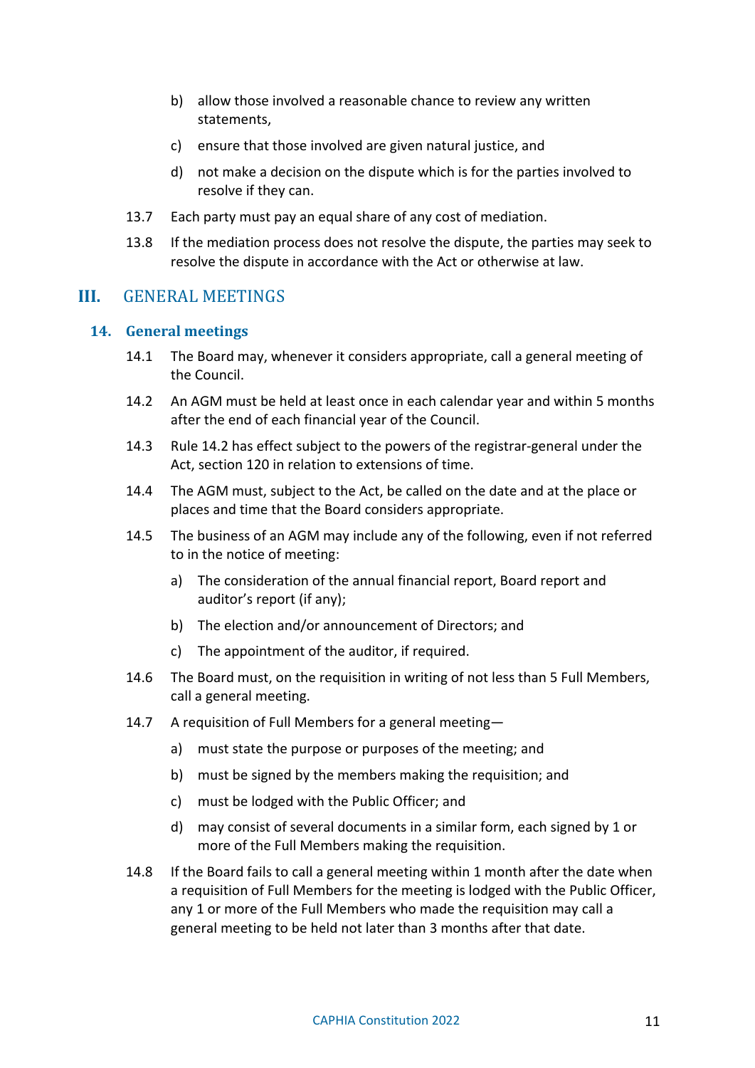b) allow those involved a reasonable chance to review any written statements,

c) ensure that those involved are given natural justice, and

d) not make a decision on the dispute which is for the parties involved to resolve if they can.

13.7 Each party must pay an equal share of any cost of mediation.

13.8 If the mediation process does not resolve the dispute, the parties may seek to resolve the dispute in accordance with the Act or otherwise at law.

## III. GENERAL MEETINGS

### 14. General meetings

14.1 The Board may, whenever it considers appropriate, call a general meeting of the Council.

14.2 An AGM must be held at least once in each calendar year and within 5 months after the end of each financial year of the Council.

14.3 Rule 14.2 has effect subject to the powers of the registrar-general under the Act, section 120 in relation to extensions of time.

14.4 The AGM must, subject to the Act, be called on the date and at the place or places and time that the Board considers appropriate.

14.5 The business of an AGM may include any of the following, even if not referred to in the notice of meeting:

a) The consideration of the annual financial report, Board report and auditor's report (if any);

b) The election and/or announcement of Directors; and

c) The appointment of the auditor, if required.

14.6 The Board must, on the requisition in writing of not less than 5 Full Members, call a general meeting.

14.7 A requisition of Full Members for a general meeting—

a) must state the purpose or purposes of the meeting; and

b) must be signed by the members making the requisition; and

c) must be lodged with the Public Officer; and

d) may consist of several documents in a similar form, each signed by 1 or more of the Full Members making the requisition.

14.8 If the Board fails to call a general meeting within 1 month after the date when a requisition of Full Members for the meeting is lodged with the Public Officer, any 1 or more of the Full Members who made the requisition may call a general meeting to be held not later than 3 months after that date.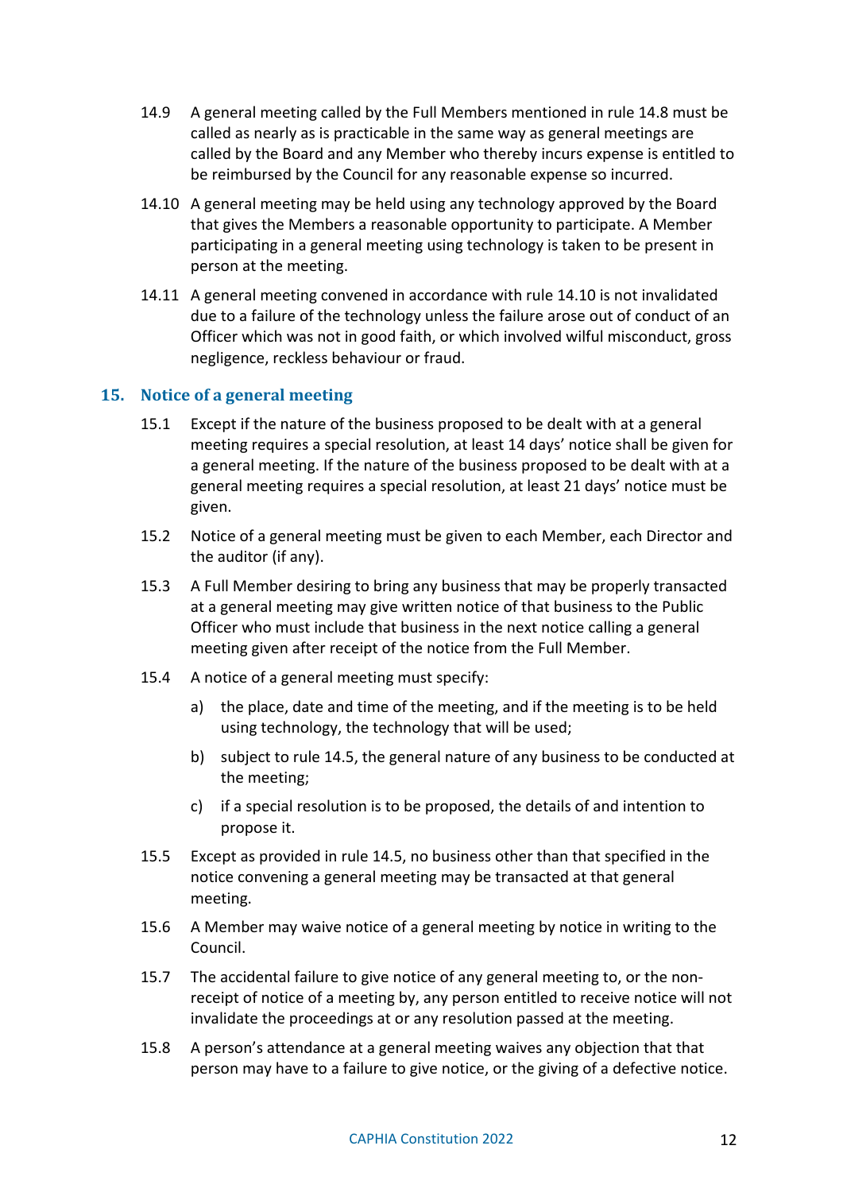14.9 A general meeting called by the Full Members mentioned in rule 14.8 must be called as nearly as is practicable in the same way as general meetings are called by the Board and any Member who thereby incurs expense is entitled to be reimbursed by the Council for any reasonable expense so incurred.

14.10 A general meeting may be held using any technology approved by the Board that gives the Members a reasonable opportunity to participate. A Member participating in a general meeting using technology is taken to be present in person at the meeting.

14.11 A general meeting convened in accordance with rule 14.10 is not invalidated due to a failure of the technology unless the failure arose out of conduct of an Officer which was not in good faith, or which involved wilful misconduct, gross negligence, reckless behaviour or fraud.

## 15. Notice of a general meeting

15.1 Except if the nature of the business proposed to be dealt with at a general meeting requires a special resolution, at least 14 days' notice shall be given for a general meeting. If the nature of the business proposed to be dealt with at a general meeting requires a special resolution, at least 21 days' notice must be given.

15.2 Notice of a general meeting must be given to each Member, each Director and the auditor (if any).

15.3 A Full Member desiring to bring any business that may be properly transacted at a general meeting may give written notice of that business to the Public Officer who must include that business in the next notice calling a general meeting given after receipt of the notice from the Full Member.

15.4 A notice of a general meeting must specify:

a) the place, date and time of the meeting, and if the meeting is to be held using technology, the technology that will be used;

b) subject to rule 14.5, the general nature of any business to be conducted at the meeting;

c) if a special resolution is to be proposed, the details of and intention to propose it.

15.5 Except as provided in rule 14.5, no business other than that specified in the notice convening a general meeting may be transacted at that general meeting.

15.6 A Member may waive notice of a general meeting by notice in writing to the Council.

15.7 The accidental failure to give notice of any general meeting to, or the non-receipt of notice of a meeting by, any person entitled to receive notice will not invalidate the proceedings at or any resolution passed at the meeting.

15.8 A person's attendance at a general meeting waives any objection that that person may have to a failure to give notice, or the giving of a defective notice.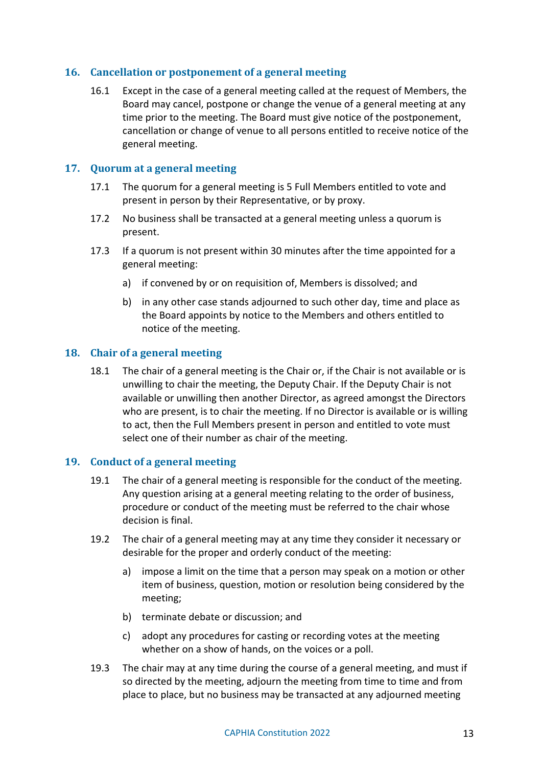## 16. Cancellation or postponement of a general meeting

16.1 Except in the case of a general meeting called at the request of Members, the Board may cancel, postpone or change the venue of a general meeting at any time prior to the meeting. The Board must give notice of the postponement, cancellation or change of venue to all persons entitled to receive notice of the general meeting.

## 17. Quorum at a general meeting

17.1 The quorum for a general meeting is 5 Full Members entitled to vote and present in person by their Representative, or by proxy.

17.2 No business shall be transacted at a general meeting unless a quorum is present.

17.3 If a quorum is not present within 30 minutes after the time appointed for a general meeting:

a) if convened by or on requisition of, Members is dissolved; and

b) in any other case stands adjourned to such other day, time and place as the Board appoints by notice to the Members and others entitled to notice of the meeting.

## 18. Chair of a general meeting

18.1 The chair of a general meeting is the Chair or, if the Chair is not available or is unwilling to chair the meeting, the Deputy Chair. If the Deputy Chair is not available or unwilling then another Director, as agreed amongst the Directors who are present, is to chair the meeting. If no Director is available or is willing to act, then the Full Members present in person and entitled to vote must select one of their number as chair of the meeting.

## 19. Conduct of a general meeting

19.1 The chair of a general meeting is responsible for the conduct of the meeting. Any question arising at a general meeting relating to the order of business, procedure or conduct of the meeting must be referred to the chair whose decision is final.

19.2 The chair of a general meeting may at any time they consider it necessary or desirable for the proper and orderly conduct of the meeting:

a) impose a limit on the time that a person may speak on a motion or other item of business, question, motion or resolution being considered by the meeting;

b) terminate debate or discussion; and

c) adopt any procedures for casting or recording votes at the meeting whether on a show of hands, on the voices or a poll.

19.3 The chair may at any time during the course of a general meeting, and must if so directed by the meeting, adjourn the meeting from time to time and from place to place, but no business may be transacted at any adjourned meeting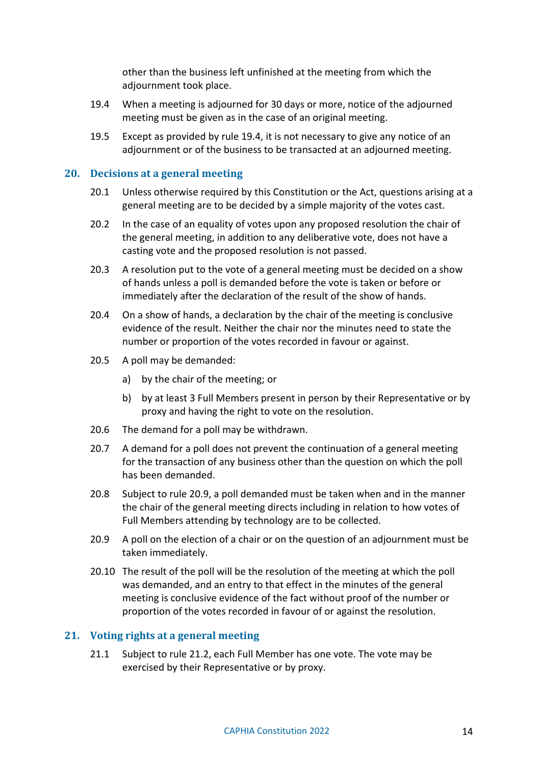other than the business left unfinished at the meeting from which the adjournment took place.

19.4 When a meeting is adjourned for 30 days or more, notice of the adjourned meeting must be given as in the case of an original meeting.

19.5 Except as provided by rule 19.4, it is not necessary to give any notice of an adjournment or of the business to be transacted at an adjourned meeting.

## 20. Decisions at a general meeting

20.1 Unless otherwise required by this Constitution or the Act, questions arising at a general meeting are to be decided by a simple majority of the votes cast.

20.2 In the case of an equality of votes upon any proposed resolution the chair of the general meeting, in addition to any deliberative vote, does not have a casting vote and the proposed resolution is not passed.

20.3 A resolution put to the vote of a general meeting must be decided on a show of hands unless a poll is demanded before the vote is taken or before or immediately after the declaration of the result of the show of hands.

20.4 On a show of hands, a declaration by the chair of the meeting is conclusive evidence of the result. Neither the chair nor the minutes need to state the number or proportion of the votes recorded in favour or against.

20.5 A poll may be demanded:

a) by the chair of the meeting; or

b) by at least 3 Full Members present in person by their Representative or by proxy and having the right to vote on the resolution.

20.6 The demand for a poll may be withdrawn.

20.7 A demand for a poll does not prevent the continuation of a general meeting for the transaction of any business other than the question on which the poll has been demanded.

20.8 Subject to rule 20.9, a poll demanded must be taken when and in the manner the chair of the general meeting directs including in relation to how votes of Full Members attending by technology are to be collected.

20.9 A poll on the election of a chair or on the question of an adjournment must be taken immediately.

20.10 The result of the poll will be the resolution of the meeting at which the poll was demanded, and an entry to that effect in the minutes of the general meeting is conclusive evidence of the fact without proof of the number or proportion of the votes recorded in favour of or against the resolution.

## 21. Voting rights at a general meeting

21.1 Subject to rule 21.2, each Full Member has one vote. The vote may be exercised by their Representative or by proxy.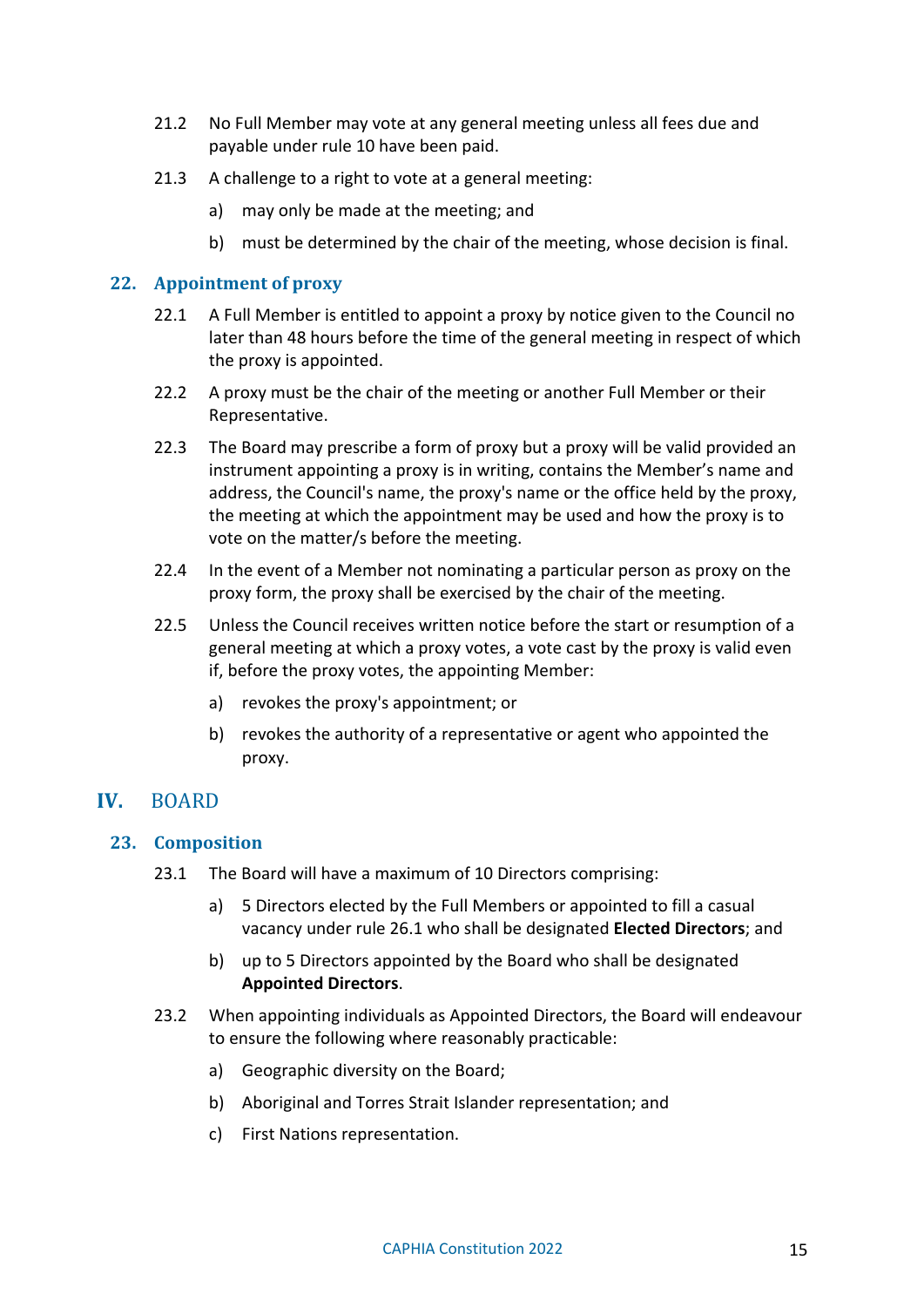21.2 No Full Member may vote at any general meeting unless all fees due and payable under rule 10 have been paid.

21.3 A challenge to a right to vote at a general meeting:

a) may only be made at the meeting; and

b) must be determined by the chair of the meeting, whose decision is final.

### 22. Appointment of proxy

22.1 A Full Member is entitled to appoint a proxy by notice given to the Council no later than 48 hours before the time of the general meeting in respect of which the proxy is appointed.

22.2 A proxy must be the chair of the meeting or another Full Member or their Representative.

22.3 The Board may prescribe a form of proxy but a proxy will be valid provided an instrument appointing a proxy is in writing, contains the Member's name and address, the Council's name, the proxy's name or the office held by the proxy, the meeting at which the appointment may be used and how the proxy is to vote on the matter/s before the meeting.

22.4 In the event of a Member not nominating a particular person as proxy on the proxy form, the proxy shall be exercised by the chair of the meeting.

22.5 Unless the Council receives written notice before the start or resumption of a general meeting at which a proxy votes, a vote cast by the proxy is valid even if, before the proxy votes, the appointing Member:

a) revokes the proxy's appointment; or

b) revokes the authority of a representative or agent who appointed the proxy.

## IV. BOARD

### 23. Composition

23.1 The Board will have a maximum of 10 Directors comprising:

a) 5 Directors elected by the Full Members or appointed to fill a casual vacancy under rule 26.1 who shall be designated **Elected Directors**; and

b) up to 5 Directors appointed by the Board who shall be designated **Appointed Directors**.

23.2 When appointing individuals as Appointed Directors, the Board will endeavour to ensure the following where reasonably practicable:

a) Geographic diversity on the Board;

b) Aboriginal and Torres Strait Islander representation; and

c) First Nations representation.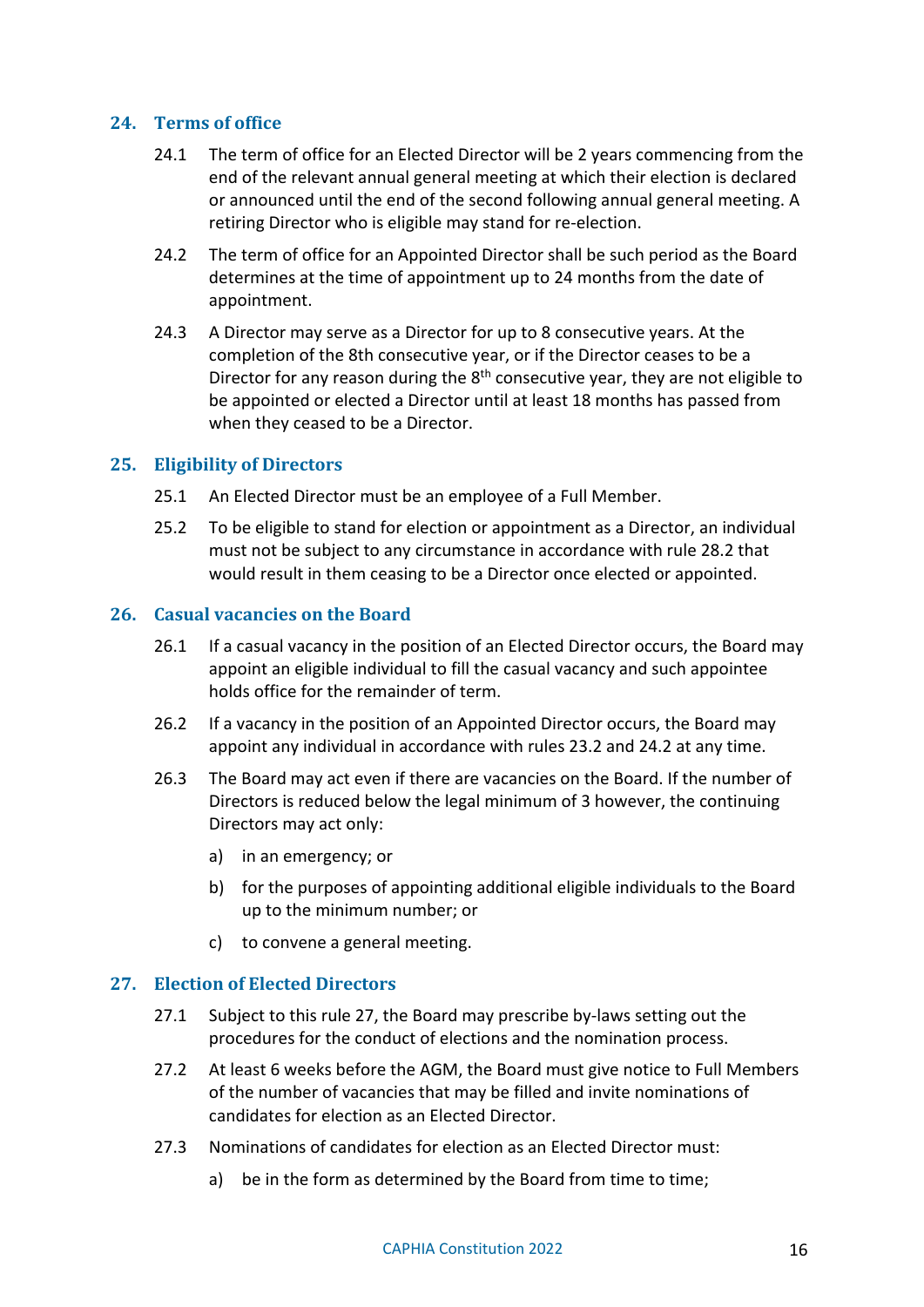## 24. Terms of office

24.1 The term of office for an Elected Director will be 2 years commencing from the end of the relevant annual general meeting at which their election is declared or announced until the end of the second following annual general meeting. A retiring Director who is eligible may stand for re-election.

24.2 The term of office for an Appointed Director shall be such period as the Board determines at the time of appointment up to 24 months from the date of appointment.

24.3 A Director may serve as a Director for up to 8 consecutive years. At the completion of the 8th consecutive year, or if the Director ceases to be a Director for any reason during the 8th consecutive year, they are not eligible to be appointed or elected a Director until at least 18 months has passed from when they ceased to be a Director.

## 25. Eligibility of Directors

25.1 An Elected Director must be an employee of a Full Member.

25.2 To be eligible to stand for election or appointment as a Director, an individual must not be subject to any circumstance in accordance with rule 28.2 that would result in them ceasing to be a Director once elected or appointed.

## 26. Casual vacancies on the Board

26.1 If a casual vacancy in the position of an Elected Director occurs, the Board may appoint an eligible individual to fill the casual vacancy and such appointee holds office for the remainder of term.

26.2 If a vacancy in the position of an Appointed Director occurs, the Board may appoint any individual in accordance with rules 23.2 and 24.2 at any time.

26.3 The Board may act even if there are vacancies on the Board. If the number of Directors is reduced below the legal minimum of 3 however, the continuing Directors may act only:

a) in an emergency; or

b) for the purposes of appointing additional eligible individuals to the Board up to the minimum number; or

c) to convene a general meeting.

## 27. Election of Elected Directors

27.1 Subject to this rule 27, the Board may prescribe by-laws setting out the procedures for the conduct of elections and the nomination process.

27.2 At least 6 weeks before the AGM, the Board must give notice to Full Members of the number of vacancies that may be filled and invite nominations of candidates for election as an Elected Director.

27.3 Nominations of candidates for election as an Elected Director must:

a) be in the form as determined by the Board from time to time;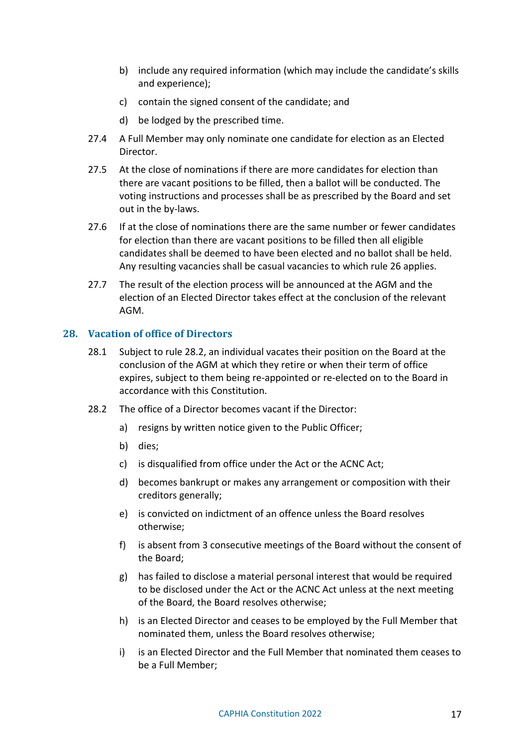b) include any required information (which may include the candidate's skills and experience);

c) contain the signed consent of the candidate; and

d) be lodged by the prescribed time.

27.4 A Full Member may only nominate one candidate for election as an Elected Director.

27.5 At the close of nominations if there are more candidates for election than there are vacant positions to be filled, then a ballot will be conducted. The voting instructions and processes shall be as prescribed by the Board and set out in the by-laws.

27.6 If at the close of nominations there are the same number or fewer candidates for election than there are vacant positions to be filled then all eligible candidates shall be deemed to have been elected and no ballot shall be held. Any resulting vacancies shall be casual vacancies to which rule 26 applies.

27.7 The result of the election process will be announced at the AGM and the election of an Elected Director takes effect at the conclusion of the relevant AGM.

## 28. Vacation of office of Directors

28.1 Subject to rule 28.2, an individual vacates their position on the Board at the conclusion of the AGM at which they retire or when their term of office expires, subject to them being re-appointed or re-elected on to the Board in accordance with this Constitution.

28.2 The office of a Director becomes vacant if the Director:

a) resigns by written notice given to the Public Officer;

b) dies;

c) is disqualified from office under the Act or the ACNC Act;

d) becomes bankrupt or makes any arrangement or composition with their creditors generally;

e) is convicted on indictment of an offence unless the Board resolves otherwise;

f) is absent from 3 consecutive meetings of the Board without the consent of the Board;

g) has failed to disclose a material personal interest that would be required to be disclosed under the Act or the ACNC Act unless at the next meeting of the Board, the Board resolves otherwise;

h) is an Elected Director and ceases to be employed by the Full Member that nominated them, unless the Board resolves otherwise;

i) is an Elected Director and the Full Member that nominated them ceases to be a Full Member;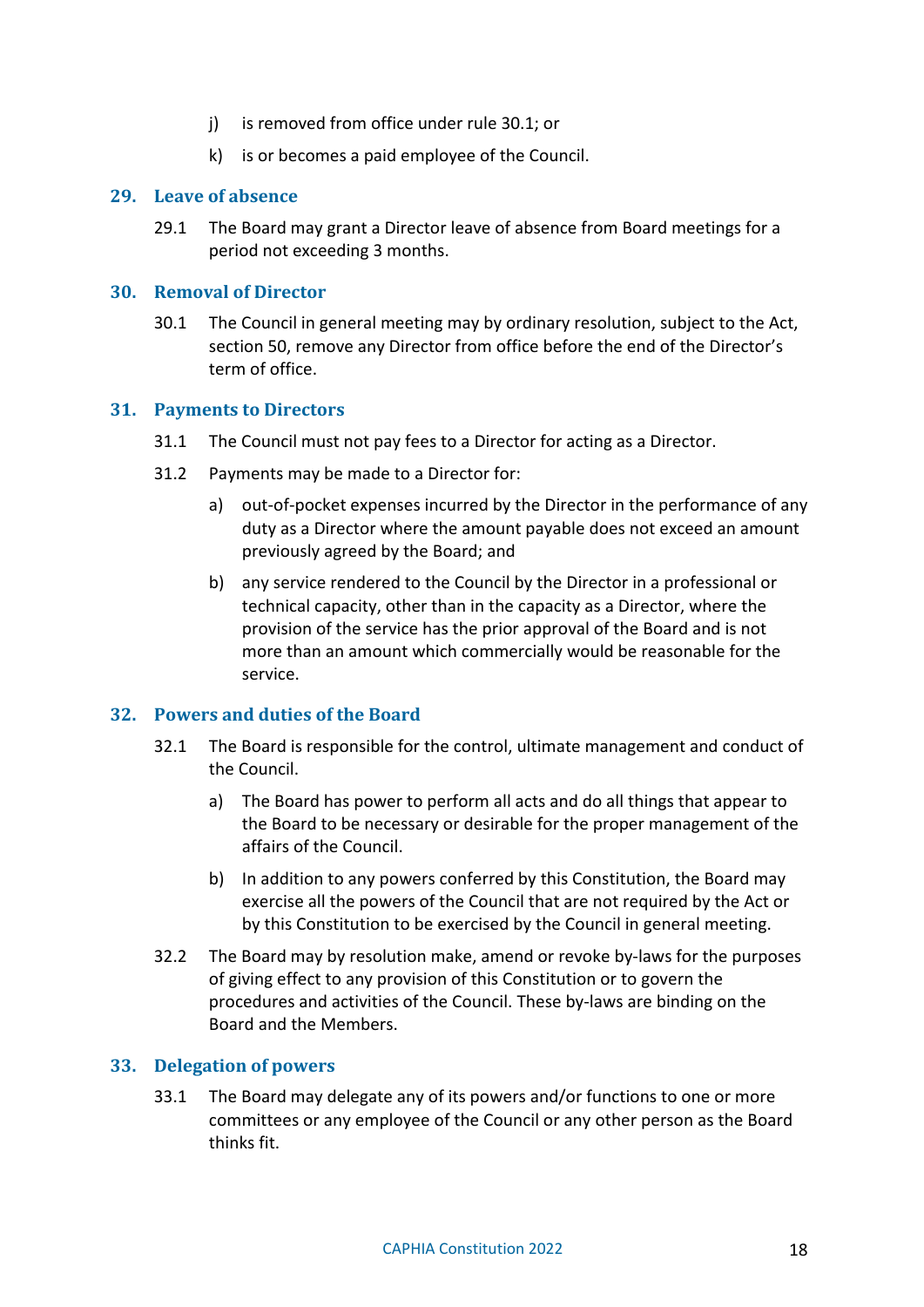j) is removed from office under rule 30.1; or

k) is or becomes a paid employee of the Council.

## 29. Leave of absence

29.1 The Board may grant a Director leave of absence from Board meetings for a period not exceeding 3 months.

## 30. Removal of Director

30.1 The Council in general meeting may by ordinary resolution, subject to the Act, section 50, remove any Director from office before the end of the Director's term of office.

## 31. Payments to Directors

31.1 The Council must not pay fees to a Director for acting as a Director.

31.2 Payments may be made to a Director for:

a) out-of-pocket expenses incurred by the Director in the performance of any duty as a Director where the amount payable does not exceed an amount previously agreed by the Board; and

b) any service rendered to the Council by the Director in a professional or technical capacity, other than in the capacity as a Director, where the provision of the service has the prior approval of the Board and is not more than an amount which commercially would be reasonable for the service.

## 32. Powers and duties of the Board

32.1 The Board is responsible for the control, ultimate management and conduct of the Council.

a) The Board has power to perform all acts and do all things that appear to the Board to be necessary or desirable for the proper management of the affairs of the Council.

b) In addition to any powers conferred by this Constitution, the Board may exercise all the powers of the Council that are not required by the Act or by this Constitution to be exercised by the Council in general meeting.

32.2 The Board may by resolution make, amend or revoke by-laws for the purposes of giving effect to any provision of this Constitution or to govern the procedures and activities of the Council. These by-laws are binding on the Board and the Members.

## 33. Delegation of powers

33.1 The Board may delegate any of its powers and/or functions to one or more committees or any employee of the Council or any other person as the Board thinks fit.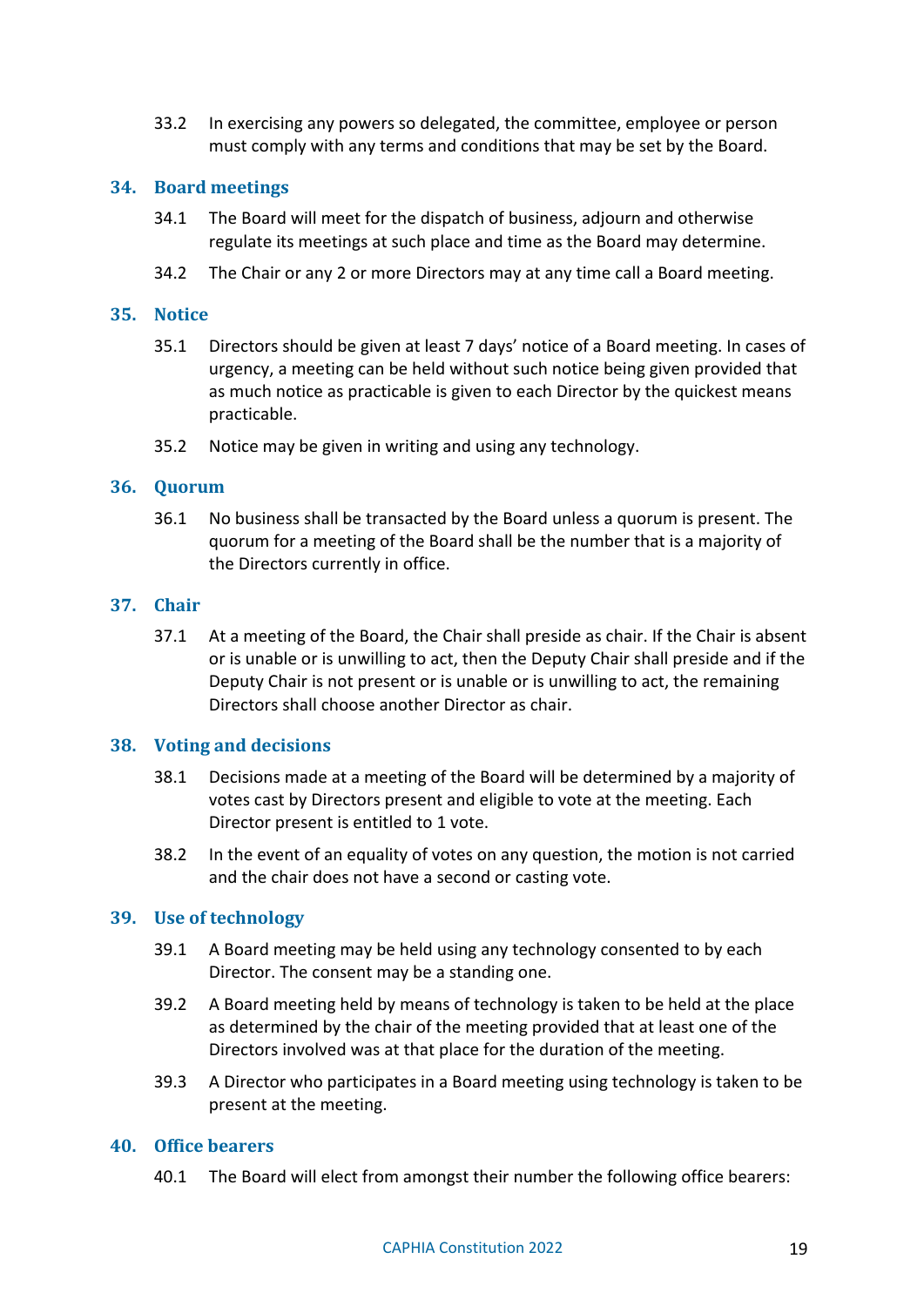33.2 In exercising any powers so delegated, the committee, employee or person must comply with any terms and conditions that may be set by the Board.

## 34. Board meetings

34.1 The Board will meet for the dispatch of business, adjourn and otherwise regulate its meetings at such place and time as the Board may determine.

34.2 The Chair or any 2 or more Directors may at any time call a Board meeting.

## 35. Notice

35.1 Directors should be given at least 7 days' notice of a Board meeting. In cases of urgency, a meeting can be held without such notice being given provided that as much notice as practicable is given to each Director by the quickest means practicable.

35.2 Notice may be given in writing and using any technology.

## 36. Quorum

36.1 No business shall be transacted by the Board unless a quorum is present. The quorum for a meeting of the Board shall be the number that is a majority of the Directors currently in office.

## 37. Chair

37.1 At a meeting of the Board, the Chair shall preside as chair. If the Chair is absent or is unable or is unwilling to act, then the Deputy Chair shall preside and if the Deputy Chair is not present or is unable or is unwilling to act, the remaining Directors shall choose another Director as chair.

## 38. Voting and decisions

38.1 Decisions made at a meeting of the Board will be determined by a majority of votes cast by Directors present and eligible to vote at the meeting. Each Director present is entitled to 1 vote.

38.2 In the event of an equality of votes on any question, the motion is not carried and the chair does not have a second or casting vote.

## 39. Use of technology

39.1 A Board meeting may be held using any technology consented to by each Director. The consent may be a standing one.

39.2 A Board meeting held by means of technology is taken to be held at the place as determined by the chair of the meeting provided that at least one of the Directors involved was at that place for the duration of the meeting.

39.3 A Director who participates in a Board meeting using technology is taken to be present at the meeting.

## 40. Office bearers

40.1 The Board will elect from amongst their number the following office bearers: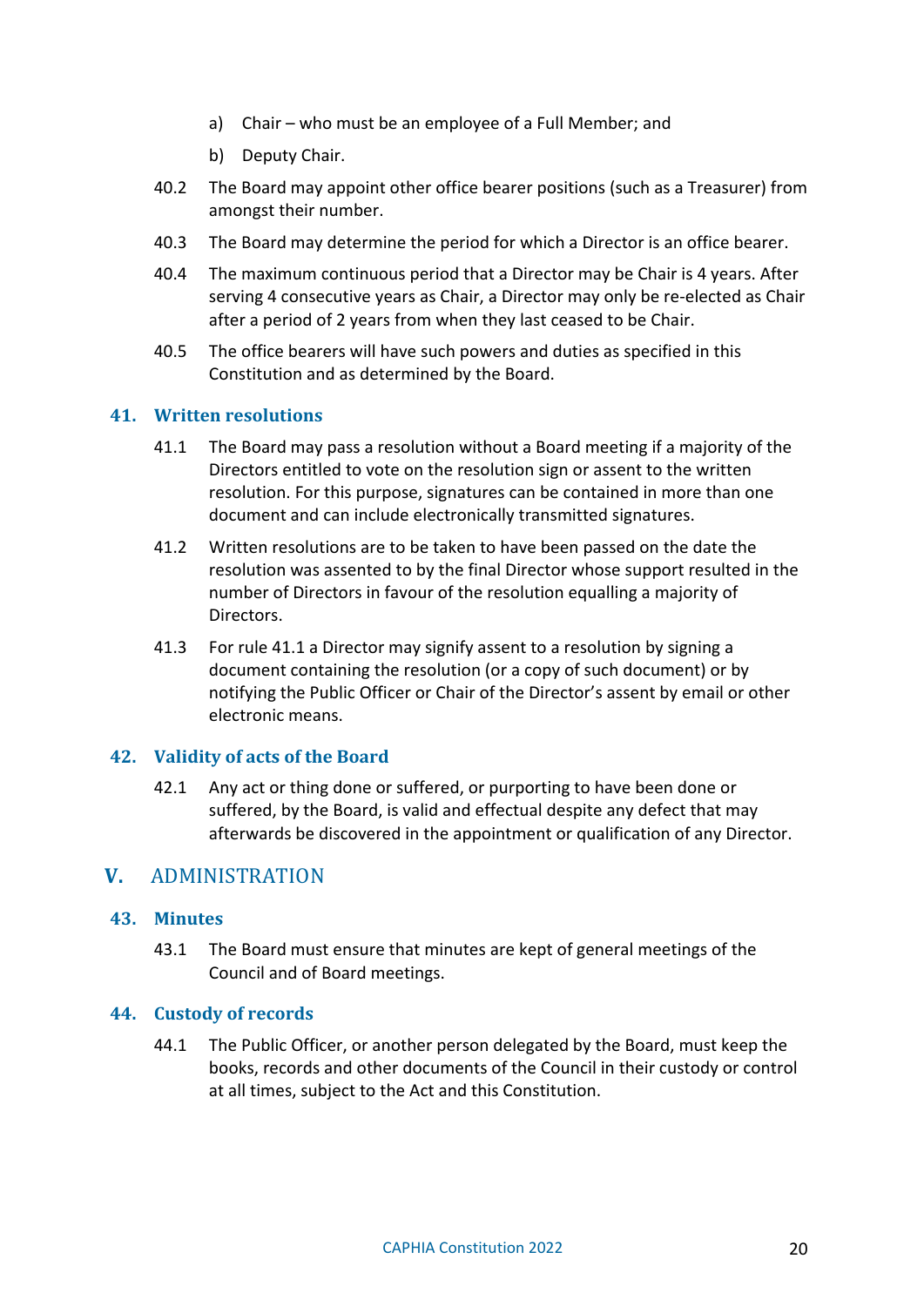a) Chair – who must be an employee of a Full Member; and

b) Deputy Chair.

40.2 The Board may appoint other office bearer positions (such as a Treasurer) from amongst their number.

40.3 The Board may determine the period for which a Director is an office bearer.

40.4 The maximum continuous period that a Director may be Chair is 4 years. After serving 4 consecutive years as Chair, a Director may only be re-elected as Chair after a period of 2 years from when they last ceased to be Chair.

40.5 The office bearers will have such powers and duties as specified in this Constitution and as determined by the Board.

### 41. Written resolutions

41.1 The Board may pass a resolution without a Board meeting if a majority of the Directors entitled to vote on the resolution sign or assent to the written resolution. For this purpose, signatures can be contained in more than one document and can include electronically transmitted signatures.

41.2 Written resolutions are to be taken to have been passed on the date the resolution was assented to by the final Director whose support resulted in the number of Directors in favour of the resolution equalling a majority of Directors.

41.3 For rule 41.1 a Director may signify assent to a resolution by signing a document containing the resolution (or a copy of such document) or by notifying the Public Officer or Chair of the Director's assent by email or other electronic means.

### 42. Validity of acts of the Board

42.1 Any act or thing done or suffered, or purporting to have been done or suffered, by the Board, is valid and effectual despite any defect that may afterwards be discovered in the appointment or qualification of any Director.

## V. ADMINISTRATION

### 43. Minutes

43.1 The Board must ensure that minutes are kept of general meetings of the Council and of Board meetings.

### 44. Custody of records

44.1 The Public Officer, or another person delegated by the Board, must keep the books, records and other documents of the Council in their custody or control at all times, subject to the Act and this Constitution.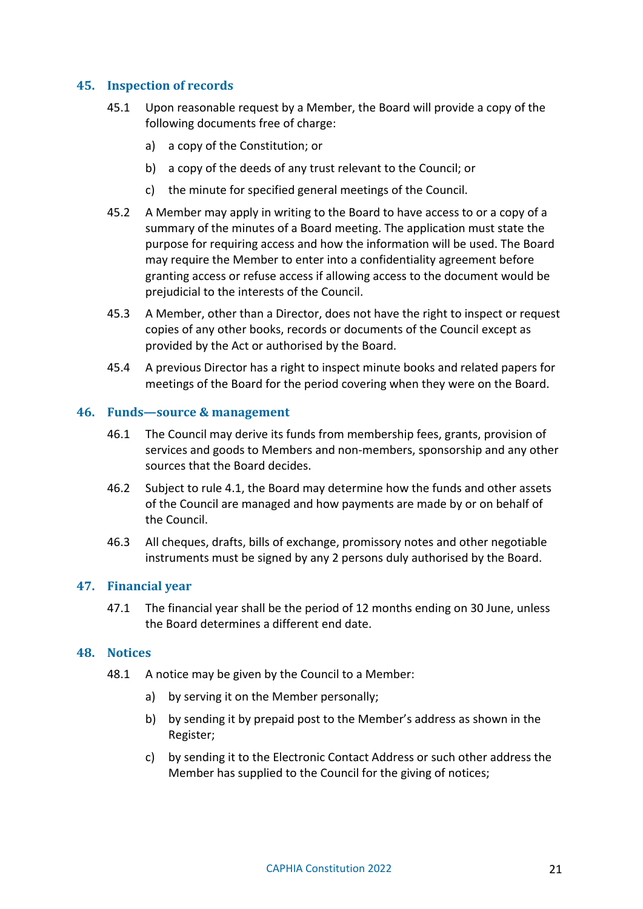## 45. Inspection of records

45.1 Upon reasonable request by a Member, the Board will provide a copy of the following documents free of charge:

a) a copy of the Constitution; or

b) a copy of the deeds of any trust relevant to the Council; or

c) the minute for specified general meetings of the Council.

45.2 A Member may apply in writing to the Board to have access to or a copy of a summary of the minutes of a Board meeting. The application must state the purpose for requiring access and how the information will be used. The Board may require the Member to enter into a confidentiality agreement before granting access or refuse access if allowing access to the document would be prejudicial to the interests of the Council.

45.3 A Member, other than a Director, does not have the right to inspect or request copies of any other books, records or documents of the Council except as provided by the Act or authorised by the Board.

45.4 A previous Director has a right to inspect minute books and related papers for meetings of the Board for the period covering when they were on the Board.

## 46. Funds—source & management

46.1 The Council may derive its funds from membership fees, grants, provision of services and goods to Members and non-members, sponsorship and any other sources that the Board decides.

46.2 Subject to rule 4.1, the Board may determine how the funds and other assets of the Council are managed and how payments are made by or on behalf of the Council.

46.3 All cheques, drafts, bills of exchange, promissory notes and other negotiable instruments must be signed by any 2 persons duly authorised by the Board.

## 47. Financial year

47.1 The financial year shall be the period of 12 months ending on 30 June, unless the Board determines a different end date.

## 48. Notices

48.1 A notice may be given by the Council to a Member:

a) by serving it on the Member personally;

b) by sending it by prepaid post to the Member's address as shown in the Register;

c) by sending it to the Electronic Contact Address or such other address the Member has supplied to the Council for the giving of notices;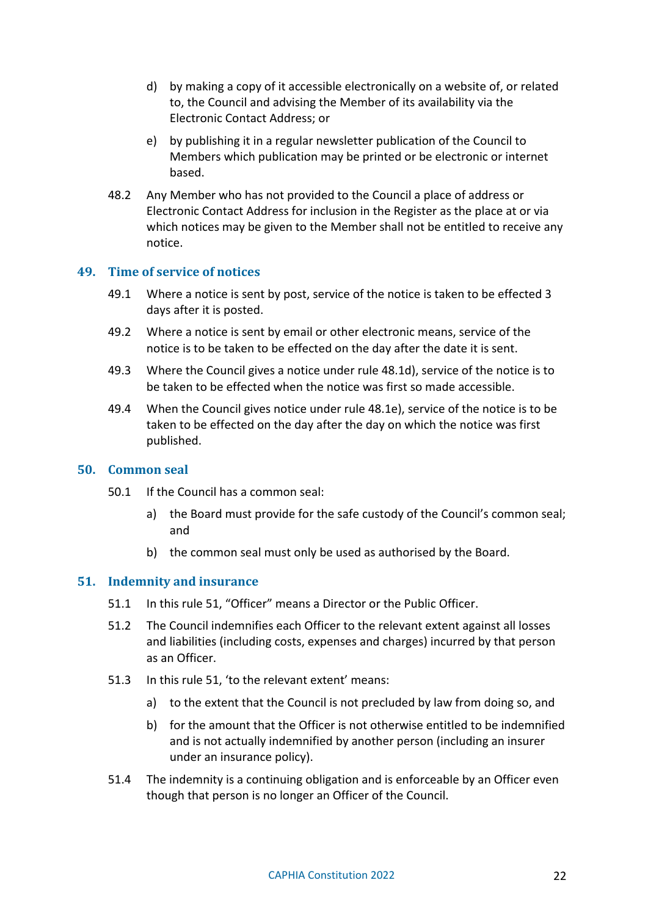d) by making a copy of it accessible electronically on a website of, or related to, the Council and advising the Member of its availability via the Electronic Contact Address; or

e) by publishing it in a regular newsletter publication of the Council to Members which publication may be printed or be electronic or internet based.

48.2 Any Member who has not provided to the Council a place of address or Electronic Contact Address for inclusion in the Register as the place at or via which notices may be given to the Member shall not be entitled to receive any notice.

## 49. Time of service of notices

49.1 Where a notice is sent by post, service of the notice is taken to be effected 3 days after it is posted.

49.2 Where a notice is sent by email or other electronic means, service of the notice is to be taken to be effected on the day after the date it is sent.

49.3 Where the Council gives a notice under rule 48.1d), service of the notice is to be taken to be effected when the notice was first so made accessible.

49.4 When the Council gives notice under rule 48.1e), service of the notice is to be taken to be effected on the day after the day on which the notice was first published.

## 50. Common seal

50.1 If the Council has a common seal:

a) the Board must provide for the safe custody of the Council's common seal; and

b) the common seal must only be used as authorised by the Board.

## 51. Indemnity and insurance

51.1 In this rule 51, "Officer" means a Director or the Public Officer.

51.2 The Council indemnifies each Officer to the relevant extent against all losses and liabilities (including costs, expenses and charges) incurred by that person as an Officer.

51.3 In this rule 51, 'to the relevant extent' means:

a) to the extent that the Council is not precluded by law from doing so, and

b) for the amount that the Officer is not otherwise entitled to be indemnified and is not actually indemnified by another person (including an insurer under an insurance policy).

51.4 The indemnity is a continuing obligation and is enforceable by an Officer even though that person is no longer an Officer of the Council.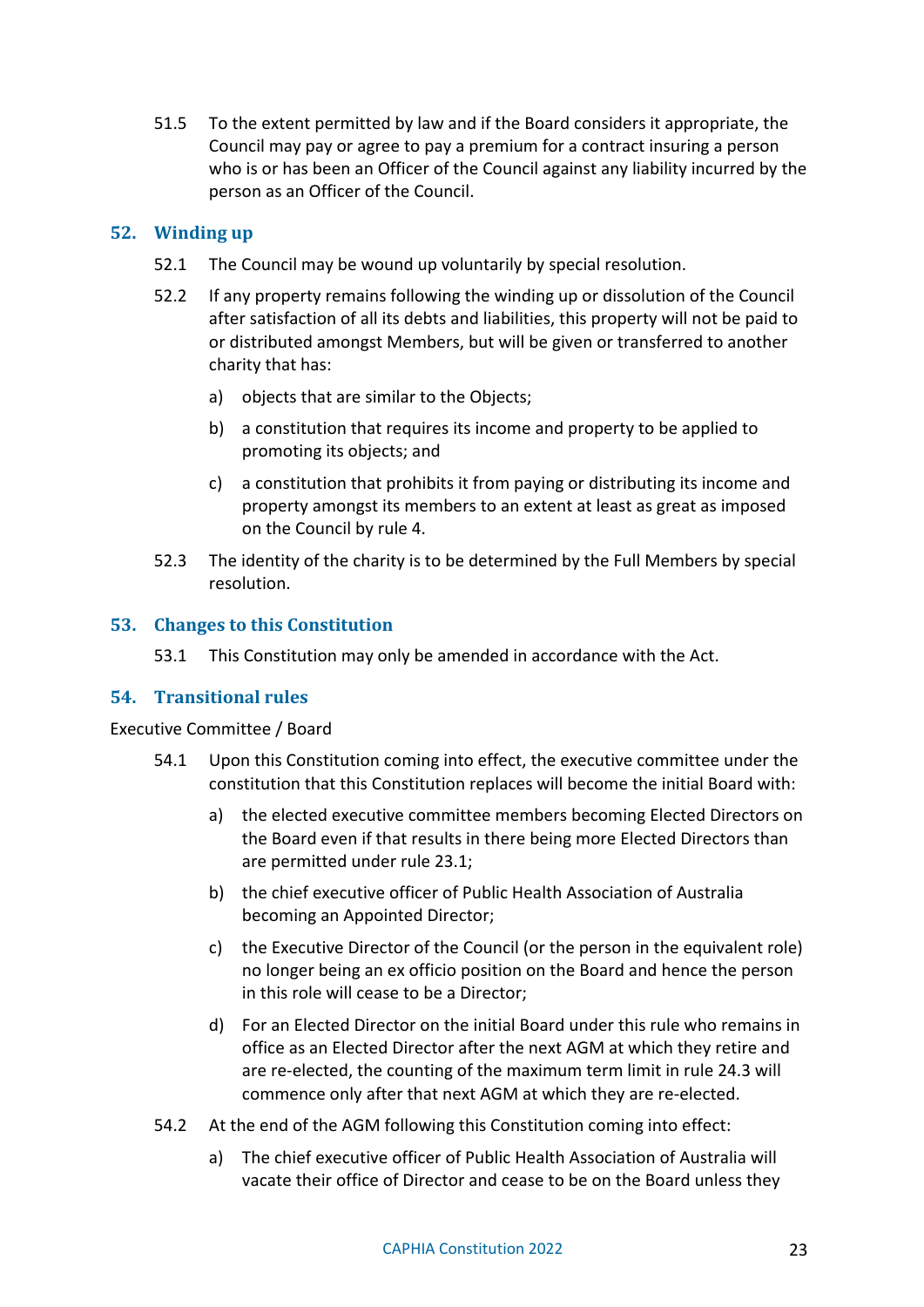51.5 To the extent permitted by law and if the Board considers it appropriate, the Council may pay or agree to pay a premium for a contract insuring a person who is or has been an Officer of the Council against any liability incurred by the person as an Officer of the Council.

## 52. Winding up

52.1 The Council may be wound up voluntarily by special resolution.

52.2 If any property remains following the winding up or dissolution of the Council after satisfaction of all its debts and liabilities, this property will not be paid to or distributed amongst Members, but will be given or transferred to another charity that has:

a) objects that are similar to the Objects;

b) a constitution that requires its income and property to be applied to promoting its objects; and

c) a constitution that prohibits it from paying or distributing its income and property amongst its members to an extent at least as great as imposed on the Council by rule 4.

52.3 The identity of the charity is to be determined by the Full Members by special resolution.

## 53. Changes to this Constitution

53.1 This Constitution may only be amended in accordance with the Act.

## 54. Transitional rules

Executive Committee / Board

54.1 Upon this Constitution coming into effect, the executive committee under the constitution that this Constitution replaces will become the initial Board with:

a) the elected executive committee members becoming Elected Directors on the Board even if that results in there being more Elected Directors than are permitted under rule 23.1;

b) the chief executive officer of Public Health Association of Australia becoming an Appointed Director;

c) the Executive Director of the Council (or the person in the equivalent role) no longer being an ex officio position on the Board and hence the person in this role will cease to be a Director;

d) For an Elected Director on the initial Board under this rule who remains in office as an Elected Director after the next AGM at which they retire and are re-elected, the counting of the maximum term limit in rule 24.3 will commence only after that next AGM at which they are re-elected.

54.2 At the end of the AGM following this Constitution coming into effect:

a) The chief executive officer of Public Health Association of Australia will vacate their office of Director and cease to be on the Board unless they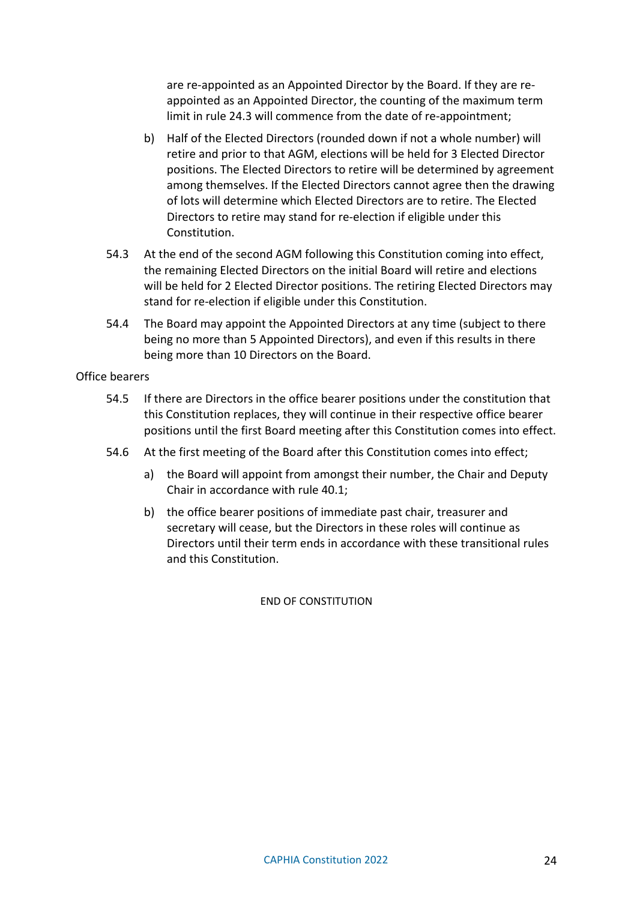are re-appointed as an Appointed Director by the Board. If they are re-appointed as an Appointed Director, the counting of the maximum term limit in rule 24.3 will commence from the date of re-appointment;

b) Half of the Elected Directors (rounded down if not a whole number) will retire and prior to that AGM, elections will be held for 3 Elected Director positions. The Elected Directors to retire will be determined by agreement among themselves. If the Elected Directors cannot agree then the drawing of lots will determine which Elected Directors are to retire. The Elected Directors to retire may stand for re-election if eligible under this Constitution.

54.3 At the end of the second AGM following this Constitution coming into effect, the remaining Elected Directors on the initial Board will retire and elections will be held for 2 Elected Director positions. The retiring Elected Directors may stand for re-election if eligible under this Constitution.

54.4 The Board may appoint the Appointed Directors at any time (subject to there being no more than 5 Appointed Directors), and even if this results in there being more than 10 Directors on the Board.

Office bearers

54.5 If there are Directors in the office bearer positions under the constitution that this Constitution replaces, they will continue in their respective office bearer positions until the first Board meeting after this Constitution comes into effect.

54.6 At the first meeting of the Board after this Constitution comes into effect;

a) the Board will appoint from amongst their number, the Chair and Deputy Chair in accordance with rule 40.1;

b) the office bearer positions of immediate past chair, treasurer and secretary will cease, but the Directors in these roles will continue as Directors until their term ends in accordance with these transitional rules and this Constitution.

END OF CONSTITUTION